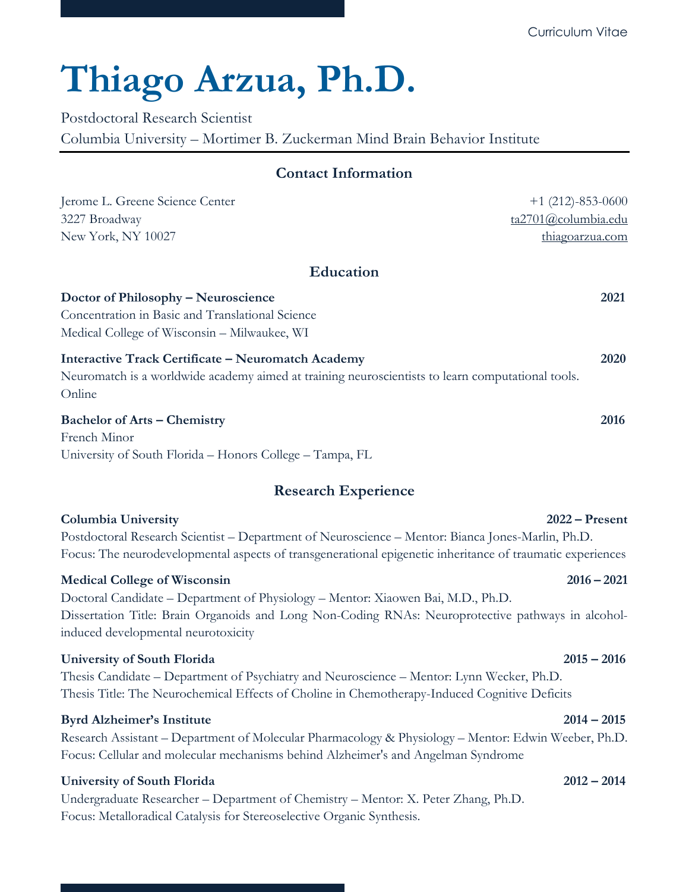Curriculum Vitae

# Thiago Arzua, Ph.D.

Postdoctoral Research Scientist
Columbia University – Mortimer B. Zuckerman Mind Brain Behavior Institute

## Contact Information

Jerome L. Greene Science Center
3227 Broadway
New York, NY 10027

+1 (212)-853-0600
ta2701@columbia.edu
thiagoarzua.com

## Education

**Doctor of Philosophy – Neuroscience** **2021**
Concentration in Basic and Translational Science
Medical College of Wisconsin – Milwaukee, WI

**Interactive Track Certificate – Neuromatch Academy** **2020**
Neuromatch is a worldwide academy aimed at training neuroscientists to learn computational tools.
Online

**Bachelor of Arts – Chemistry** **2016**
French Minor
University of South Florida – Honors College – Tampa, FL

## Research Experience

**Columbia University** **2022 – Present**
Postdoctoral Research Scientist – Department of Neuroscience – Mentor: Bianca Jones-Marlin, Ph.D.
Focus: The neurodevelopmental aspects of transgenerational epigenetic inheritance of traumatic experiences

**Medical College of Wisconsin** **2016 – 2021**
Doctoral Candidate – Department of Physiology – Mentor: Xiaowen Bai, M.D., Ph.D.
Dissertation Title: Brain Organoids and Long Non-Coding RNAs: Neuroprotective pathways in alcohol-induced developmental neurotoxicity

**University of South Florida** **2015 – 2016**
Thesis Candidate – Department of Psychiatry and Neuroscience – Mentor: Lynn Wecker, Ph.D.
Thesis Title: The Neurochemical Effects of Choline in Chemotherapy-Induced Cognitive Deficits

**Byrd Alzheimer's Institute** **2014 – 2015**
Research Assistant – Department of Molecular Pharmacology & Physiology – Mentor: Edwin Weeber, Ph.D.
Focus: Cellular and molecular mechanisms behind Alzheimer's and Angelman Syndrome

**University of South Florida** **2012 – 2014**
Undergraduate Researcher – Department of Chemistry – Mentor: X. Peter Zhang, Ph.D.
Focus: Metalloradical Catalysis for Stereoselective Organic Synthesis.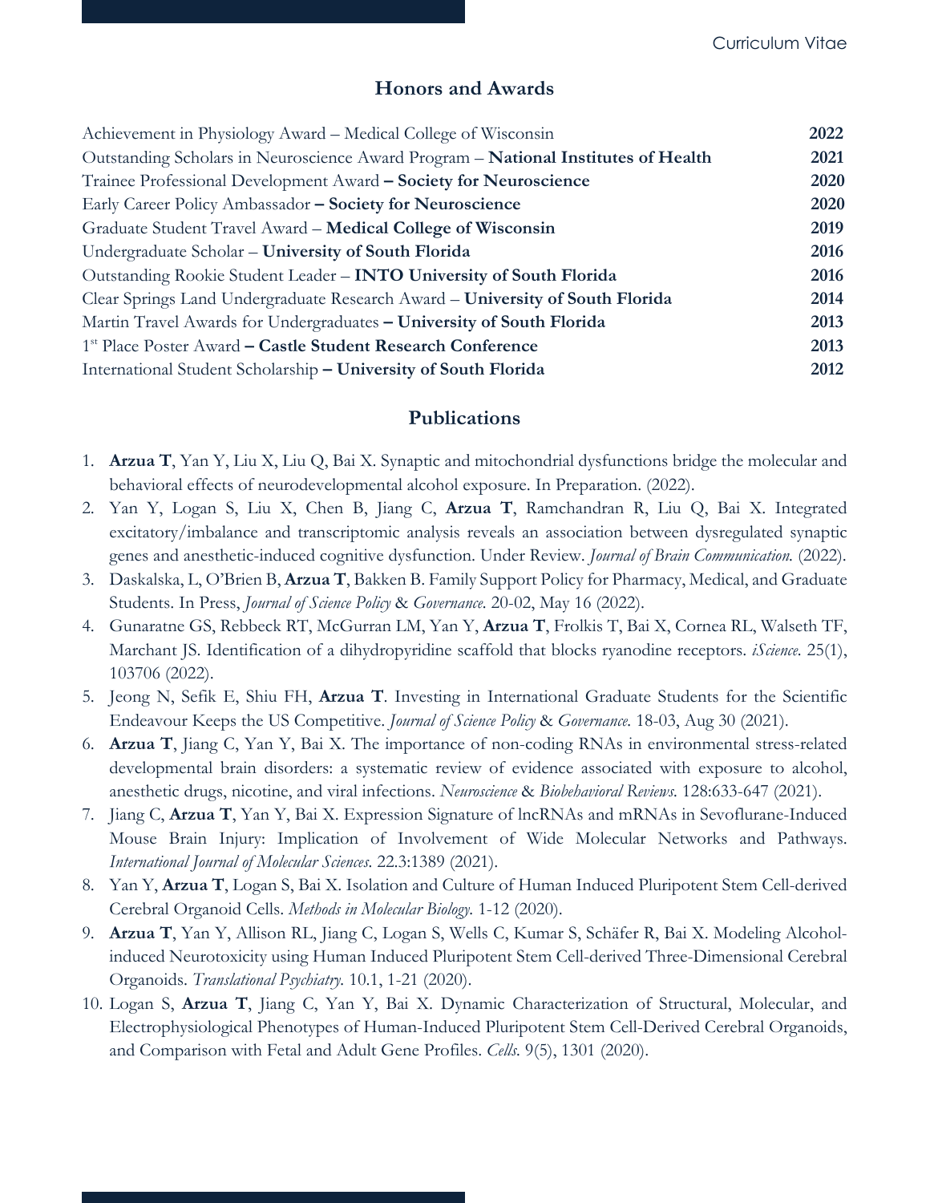## Honors and Awards

| | |
|---|---|
| Achievement in Physiology Award – Medical College of Wisconsin | **2022** |
| Outstanding Scholars in Neuroscience Award Program – **National Institutes of Health** | **2021** |
| Trainee Professional Development Award **– Society for Neuroscience** | **2020** |
| Early Career Policy Ambassador **– Society for Neuroscience** | **2020** |
| Graduate Student Travel Award – **Medical College of Wisconsin** | **2019** |
| Undergraduate Scholar – **University of South Florida** | **2016** |
| Outstanding Rookie Student Leader – **INTO University of South Florida** | **2016** |
| Clear Springs Land Undergraduate Research Award – **University of South Florida** | **2014** |
| Martin Travel Awards for Undergraduates **– University of South Florida** | **2013** |
| 1st Place Poster Award **– Castle Student Research Conference** | **2013** |
| International Student Scholarship **– University of South Florida** | **2012** |

## Publications

1. **Arzua T**, Yan Y, Liu X, Liu Q, Bai X. Synaptic and mitochondrial dysfunctions bridge the molecular and behavioral effects of neurodevelopmental alcohol exposure. In Preparation. (2022).
2. Yan Y, Logan S, Liu X, Chen B, Jiang C, **Arzua T**, Ramchandran R, Liu Q, Bai X. Integrated excitatory/imbalance and transcriptomic analysis reveals an association between dysregulated synaptic genes and anesthetic-induced cognitive dysfunction. Under Review. *Journal of Brain Communication.* (2022).
3. Daskalska, L, O'Brien B, **Arzua T**, Bakken B. Family Support Policy for Pharmacy, Medical, and Graduate Students. In Press, *Journal of Science Policy & Governance.* 20-02, May 16 (2022).
4. Gunaratne GS, Rebbeck RT, McGurran LM, Yan Y, **Arzua T**, Frolkis T, Bai X, Cornea RL, Walseth TF, Marchant JS. Identification of a dihydropyridine scaffold that blocks ryanodine receptors. *iScience.* 25(1), 103706 (2022).
5. Jeong N, Sefik E, Shiu FH, **Arzua T**. Investing in International Graduate Students for the Scientific Endeavour Keeps the US Competitive. *Journal of Science Policy & Governance.* 18-03, Aug 30 (2021).
6. **Arzua T**, Jiang C, Yan Y, Bai X. The importance of non-coding RNAs in environmental stress-related developmental brain disorders: a systematic review of evidence associated with exposure to alcohol, anesthetic drugs, nicotine, and viral infections. *Neuroscience & Biobehavioral Reviews.* 128:633-647 (2021).
7. Jiang C, **Arzua T**, Yan Y, Bai X. Expression Signature of lncRNAs and mRNAs in Sevoflurane-Induced Mouse Brain Injury: Implication of Involvement of Wide Molecular Networks and Pathways. *International Journal of Molecular Sciences.* 22.3:1389 (2021).
8. Yan Y, **Arzua T**, Logan S, Bai X. Isolation and Culture of Human Induced Pluripotent Stem Cell-derived Cerebral Organoid Cells. *Methods in Molecular Biology.* 1-12 (2020).
9. **Arzua T**, Yan Y, Allison RL, Jiang C, Logan S, Wells C, Kumar S, Schäfer R, Bai X. Modeling Alcohol-induced Neurotoxicity using Human Induced Pluripotent Stem Cell-derived Three-Dimensional Cerebral Organoids. *Translational Psychiatry.* 10.1, 1-21 (2020).
10. Logan S, **Arzua T**, Jiang C, Yan Y, Bai X. Dynamic Characterization of Structural, Molecular, and Electrophysiological Phenotypes of Human-Induced Pluripotent Stem Cell-Derived Cerebral Organoids, and Comparison with Fetal and Adult Gene Profiles. *Cells.* 9(5), 1301 (2020).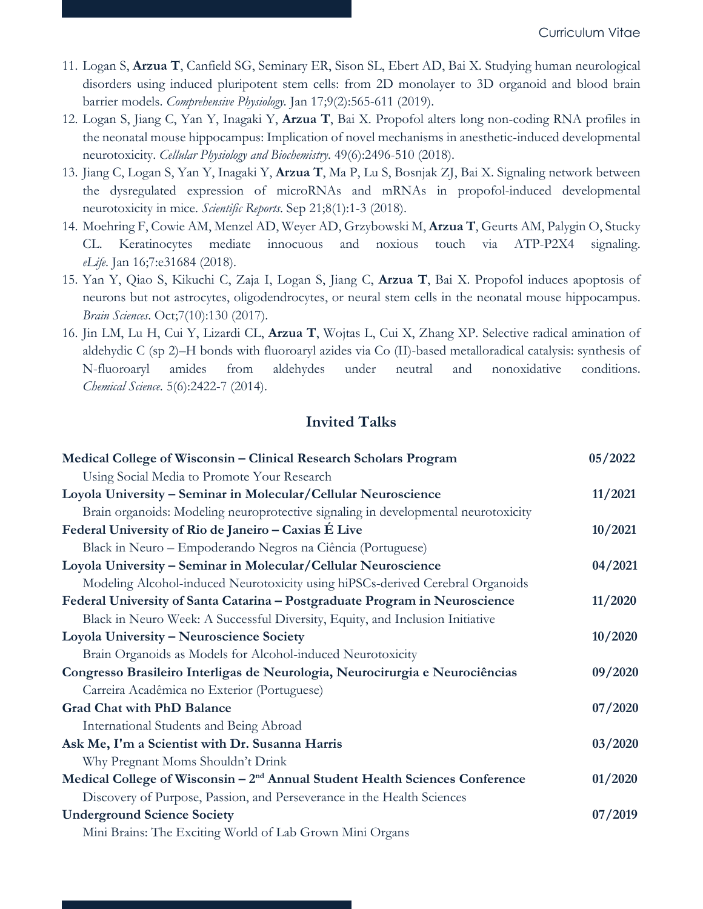11. Logan S, **Arzua T**, Canfield SG, Seminary ER, Sison SL, Ebert AD, Bai X. Studying human neurological disorders using induced pluripotent stem cells: from 2D monolayer to 3D organoid and blood brain barrier models. *Comprehensive Physiology.* Jan 17;9(2):565-611 (2019).
12. Logan S, Jiang C, Yan Y, Inagaki Y, **Arzua T**, Bai X. Propofol alters long non-coding RNA profiles in the neonatal mouse hippocampus: Implication of novel mechanisms in anesthetic-induced developmental neurotoxicity. *Cellular Physiology and Biochemistry.* 49(6):2496-510 (2018).
13. Jiang C, Logan S, Yan Y, Inagaki Y, **Arzua T**, Ma P, Lu S, Bosnjak ZJ, Bai X. Signaling network between the dysregulated expression of microRNAs and mRNAs in propofol-induced developmental neurotoxicity in mice. *Scientific Reports.* Sep 21;8(1):1-3 (2018).
14. Moehring F, Cowie AM, Menzel AD, Weyer AD, Grzybowski M, **Arzua T**, Geurts AM, Palygin O, Stucky CL. Keratinocytes mediate innocuous and noxious touch via ATP-P2X4 signaling. *eLife.* Jan 16;7:e31684 (2018).
15. Yan Y, Qiao S, Kikuchi C, Zaja I, Logan S, Jiang C, **Arzua T**, Bai X. Propofol induces apoptosis of neurons but not astrocytes, oligodendrocytes, or neural stem cells in the neonatal mouse hippocampus. *Brain Sciences.* Oct;7(10):130 (2017).
16. Jin LM, Lu H, Cui Y, Lizardi CL, **Arzua T**, Wojtas L, Cui X, Zhang XP. Selective radical amination of aldehydic C (sp 2)–H bonds with fluoroaryl azides via Co (II)-based metalloradical catalysis: synthesis of N-fluoroaryl amides from aldehydes under neutral and nonoxidative conditions. *Chemical Science.* 5(6):2422-7 (2014).

## Invited Talks

**Medical College of Wisconsin – Clinical Research Scholars Program** **05/2022**
Using Social Media to Promote Your Research

**Loyola University – Seminar in Molecular/Cellular Neuroscience** **11/2021**
Brain organoids: Modeling neuroprotective signaling in developmental neurotoxicity

**Federal University of Rio de Janeiro – Caxias É Live** **10/2021**
Black in Neuro – Empoderando Negros na Ciência (Portuguese)

**Loyola University – Seminar in Molecular/Cellular Neuroscience** **04/2021**
Modeling Alcohol-induced Neurotoxicity using hiPSCs-derived Cerebral Organoids

**Federal University of Santa Catarina – Postgraduate Program in Neuroscience** **11/2020**
Black in Neuro Week: A Successful Diversity, Equity, and Inclusion Initiative

**Loyola University – Neuroscience Society** **10/2020**
Brain Organoids as Models for Alcohol-induced Neurotoxicity

**Congresso Brasileiro Interligas de Neurologia, Neurocirurgia e Neurociências** **09/2020**
Carreira Acadêmica no Exterior (Portuguese)

**Grad Chat with PhD Balance** **07/2020**
International Students and Being Abroad

**Ask Me, I'm a Scientist with Dr. Susanna Harris** **03/2020**
Why Pregnant Moms Shouldn't Drink

**Medical College of Wisconsin – 2nd Annual Student Health Sciences Conference** **01/2020**
Discovery of Purpose, Passion, and Perseverance in the Health Sciences

**Underground Science Society** **07/2019**
Mini Brains: The Exciting World of Lab Grown Mini Organs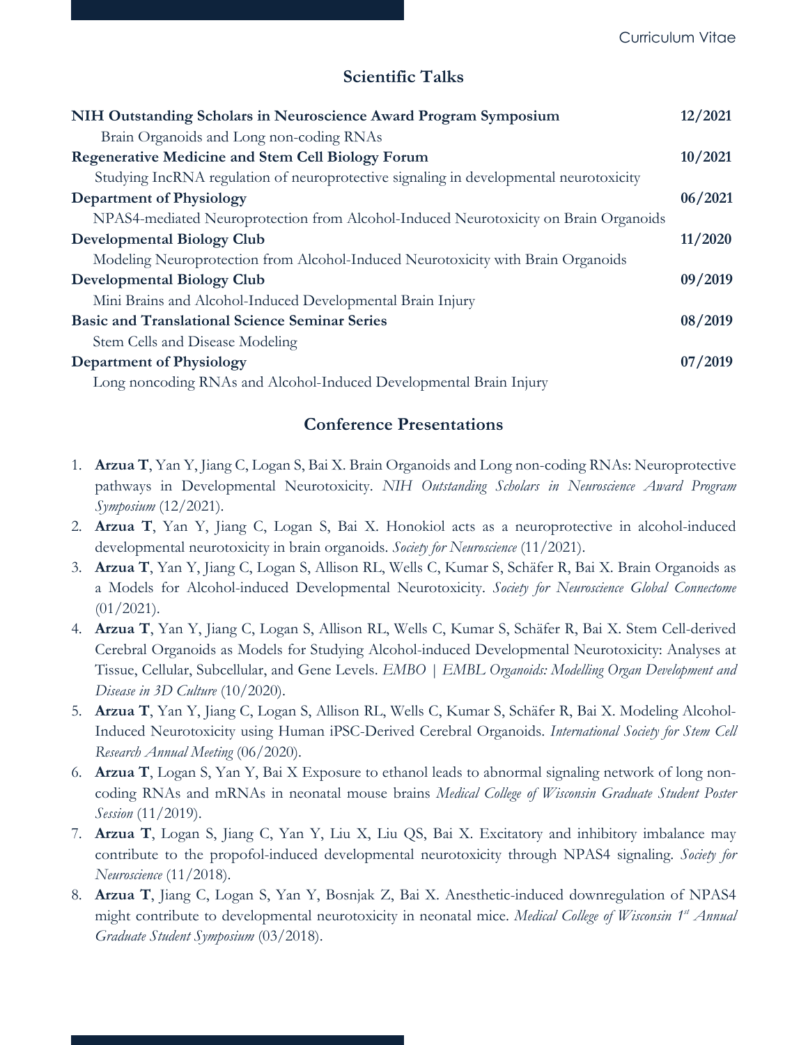## Scientific Talks

**NIH Outstanding Scholars in Neuroscience Award Program Symposium** **12/2021**
Brain Organoids and Long non-coding RNAs

**Regenerative Medicine and Stem Cell Biology Forum** **10/2021**
Studying lncRNA regulation of neuroprotective signaling in developmental neurotoxicity

**Department of Physiology** **06/2021**
NPAS4-mediated Neuroprotection from Alcohol-Induced Neurotoxicity on Brain Organoids

**Developmental Biology Club** **11/2020**
Modeling Neuroprotection from Alcohol-Induced Neurotoxicity with Brain Organoids

**Developmental Biology Club** **09/2019**
Mini Brains and Alcohol-Induced Developmental Brain Injury

**Basic and Translational Science Seminar Series** **08/2019**
Stem Cells and Disease Modeling

**Department of Physiology** **07/2019**
Long noncoding RNAs and Alcohol-Induced Developmental Brain Injury

## Conference Presentations

1. **Arzua T**, Yan Y, Jiang C, Logan S, Bai X. Brain Organoids and Long non-coding RNAs: Neuroprotective pathways in Developmental Neurotoxicity. *NIH Outstanding Scholars in Neuroscience Award Program Symposium* (12/2021).
2. **Arzua T**, Yan Y, Jiang C, Logan S, Bai X. Honokiol acts as a neuroprotective in alcohol-induced developmental neurotoxicity in brain organoids. *Society for Neuroscience* (11/2021).
3. **Arzua T**, Yan Y, Jiang C, Logan S, Allison RL, Wells C, Kumar S, Schäfer R, Bai X. Brain Organoids as a Models for Alcohol-induced Developmental Neurotoxicity. *Society for Neuroscience Global Connectome* (01/2021).
4. **Arzua T**, Yan Y, Jiang C, Logan S, Allison RL, Wells C, Kumar S, Schäfer R, Bai X. Stem Cell-derived Cerebral Organoids as Models for Studying Alcohol-induced Developmental Neurotoxicity: Analyses at Tissue, Cellular, Subcellular, and Gene Levels. *EMBO | EMBL Organoids: Modelling Organ Development and Disease in 3D Culture* (10/2020).
5. **Arzua T**, Yan Y, Jiang C, Logan S, Allison RL, Wells C, Kumar S, Schäfer R, Bai X. Modeling Alcohol-Induced Neurotoxicity using Human iPSC-Derived Cerebral Organoids. *International Society for Stem Cell Research Annual Meeting* (06/2020).
6. **Arzua T**, Logan S, Yan Y, Bai X Exposure to ethanol leads to abnormal signaling network of long non-coding RNAs and mRNAs in neonatal mouse brains *Medical College of Wisconsin Graduate Student Poster Session* (11/2019).
7. **Arzua T**, Logan S, Jiang C, Yan Y, Liu X, Liu QS, Bai X. Excitatory and inhibitory imbalance may contribute to the propofol-induced developmental neurotoxicity through NPAS4 signaling. *Society for Neuroscience* (11/2018).
8. **Arzua T**, Jiang C, Logan S, Yan Y, Bosnjak Z, Bai X. Anesthetic-induced downregulation of NPAS4 might contribute to developmental neurotoxicity in neonatal mice. *Medical College of Wisconsin 1st Annual Graduate Student Symposium* (03/2018).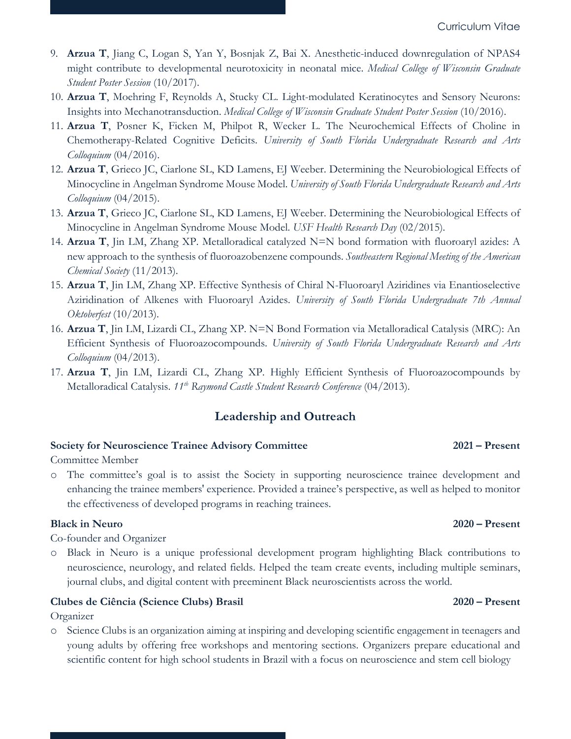9. **Arzua T**, Jiang C, Logan S, Yan Y, Bosnjak Z, Bai X. Anesthetic-induced downregulation of NPAS4 might contribute to developmental neurotoxicity in neonatal mice. *Medical College of Wisconsin Graduate Student Poster Session* (10/2017).
10. **Arzua T**, Moehring F, Reynolds A, Stucky CL. Light-modulated Keratinocytes and Sensory Neurons: Insights into Mechanotransduction. *Medical College of Wisconsin Graduate Student Poster Session* (10/2016).
11. **Arzua T**, Posner K, Ficken M, Philpot R, Wecker L. The Neurochemical Effects of Choline in Chemotherapy-Related Cognitive Deficits. *University of South Florida Undergraduate Research and Arts Colloquium* (04/2016).
12. **Arzua T**, Grieco JC, Ciarlone SL, KD Lamens, EJ Weeber. Determining the Neurobiological Effects of Minocycline in Angelman Syndrome Mouse Model. *University of South Florida Undergraduate Research and Arts Colloquium* (04/2015).
13. **Arzua T**, Grieco JC, Ciarlone SL, KD Lamens, EJ Weeber. Determining the Neurobiological Effects of Minocycline in Angelman Syndrome Mouse Model. *USF Health Research Day* (02/2015).
14. **Arzua T**, Jin LM, Zhang XP. Metalloradical catalyzed N=N bond formation with fluoroaryl azides: A new approach to the synthesis of fluoroazobenzene compounds. *Southeastern Regional Meeting of the American Chemical Society* (11/2013).
15. **Arzua T**, Jin LM, Zhang XP. Effective Synthesis of Chiral N-Fluoroaryl Aziridines via Enantioselective Aziridination of Alkenes with Fluoroaryl Azides. *University of South Florida Undergraduate 7th Annual Oktoberfest* (10/2013).
16. **Arzua T**, Jin LM, Lizardi CL, Zhang XP. N=N Bond Formation via Metalloradical Catalysis (MRC): An Efficient Synthesis of Fluoroazocompounds. *University of South Florida Undergraduate Research and Arts Colloquium* (04/2013).
17. **Arzua T**, Jin LM, Lizardi CL, Zhang XP. Highly Efficient Synthesis of Fluoroazocompounds by Metalloradical Catalysis. *11th Raymond Castle Student Research Conference* (04/2013).

## Leadership and Outreach

**Society for Neuroscience Trainee Advisory Committee** **2021 – Present**

Committee Member

- The committee's goal is to assist the Society in supporting neuroscience trainee development and enhancing the trainee members' experience. Provided a trainee's perspective, as well as helped to monitor the effectiveness of developed programs in reaching trainees.

**Black in Neuro** **2020 – Present**

Co-founder and Organizer

- Black in Neuro is a unique professional development program highlighting Black contributions to neuroscience, neurology, and related fields. Helped the team create events, including multiple seminars, journal clubs, and digital content with preeminent Black neuroscientists across the world.

**Clubes de Ciência (Science Clubs) Brasil** **2020 – Present**

Organizer

- Science Clubs is an organization aiming at inspiring and developing scientific engagement in teenagers and young adults by offering free workshops and mentoring sections. Organizers prepare educational and scientific content for high school students in Brazil with a focus on neuroscience and stem cell biology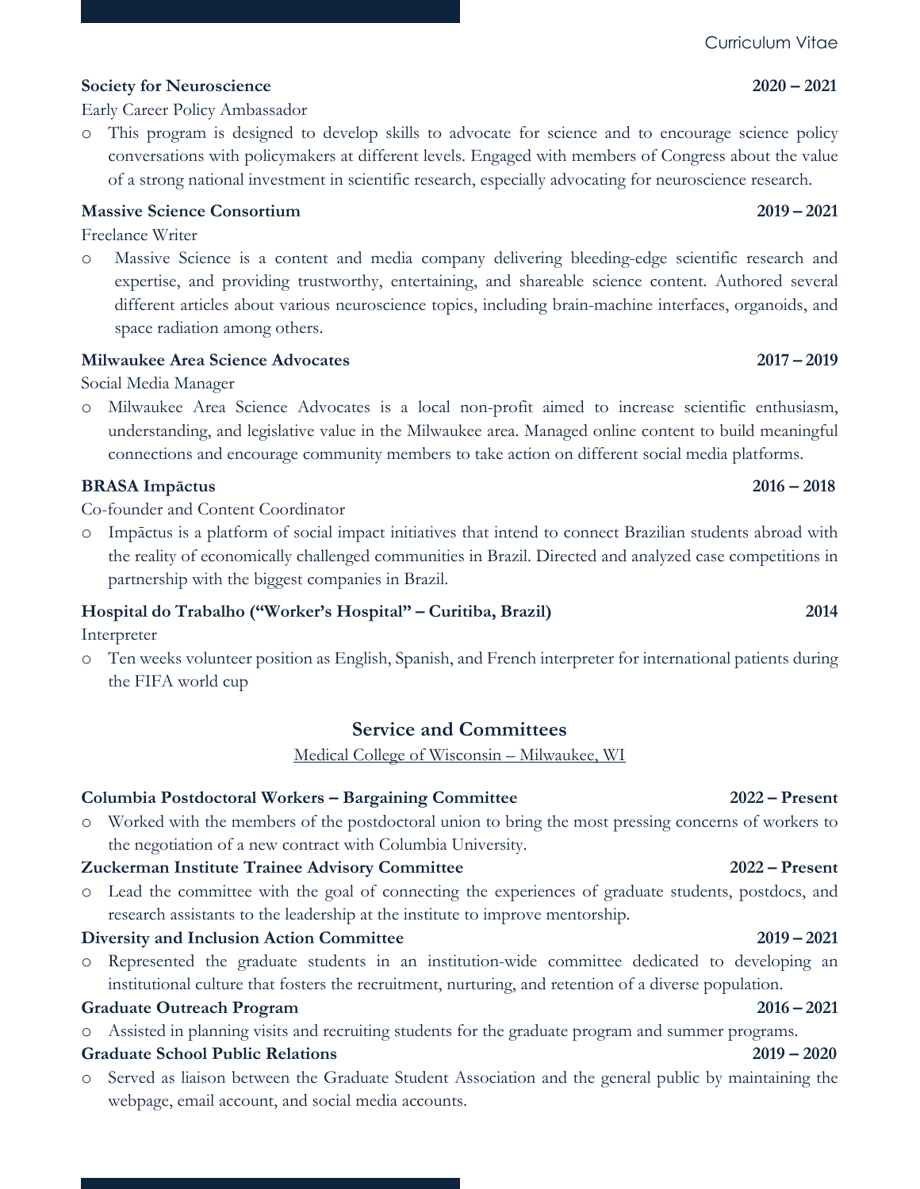**Society for Neuroscience** **2020 – 2021**

Early Career Policy Ambassador

- This program is designed to develop skills to advocate for science and to encourage science policy conversations with policymakers at different levels. Engaged with members of Congress about the value of a strong national investment in scientific research, especially advocating for neuroscience research.

**Massive Science Consortium** **2019 – 2021**

Freelance Writer

- Massive Science is a content and media company delivering bleeding-edge scientific research and expertise, and providing trustworthy, entertaining, and shareable science content. Authored several different articles about various neuroscience topics, including brain-machine interfaces, organoids, and space radiation among others.

**Milwaukee Area Science Advocates** **2017 – 2019**

Social Media Manager

- Milwaukee Area Science Advocates is a local non-profit aimed to increase scientific enthusiasm, understanding, and legislative value in the Milwaukee area. Managed online content to build meaningful connections and encourage community members to take action on different social media platforms.

**BRASA Impāctus** **2016 – 2018**

Co-founder and Content Coordinator

- Impāctus is a platform of social impact initiatives that intend to connect Brazilian students abroad with the reality of economically challenged communities in Brazil. Directed and analyzed case competitions in partnership with the biggest companies in Brazil.

**Hospital do Trabalho ("Worker's Hospital" – Curitiba, Brazil)** **2014**

Interpreter

- Ten weeks volunteer position as English, Spanish, and French interpreter for international patients during the FIFA world cup

## Service and Committees

Medical College of Wisconsin – Milwaukee, WI

**Columbia Postdoctoral Workers – Bargaining Committee** **2022 – Present**

- Worked with the members of the postdoctoral union to bring the most pressing concerns of workers to the negotiation of a new contract with Columbia University.

**Zuckerman Institute Trainee Advisory Committee** **2022 – Present**

- Lead the committee with the goal of connecting the experiences of graduate students, postdocs, and research assistants to the leadership at the institute to improve mentorship.

**Diversity and Inclusion Action Committee** **2019 – 2021**

- Represented the graduate students in an institution-wide committee dedicated to developing an institutional culture that fosters the recruitment, nurturing, and retention of a diverse population.

**Graduate Outreach Program** **2016 – 2021**

- Assisted in planning visits and recruiting students for the graduate program and summer programs.

**Graduate School Public Relations** **2019 – 2020**

- Served as liaison between the Graduate Student Association and the general public by maintaining the webpage, email account, and social media accounts.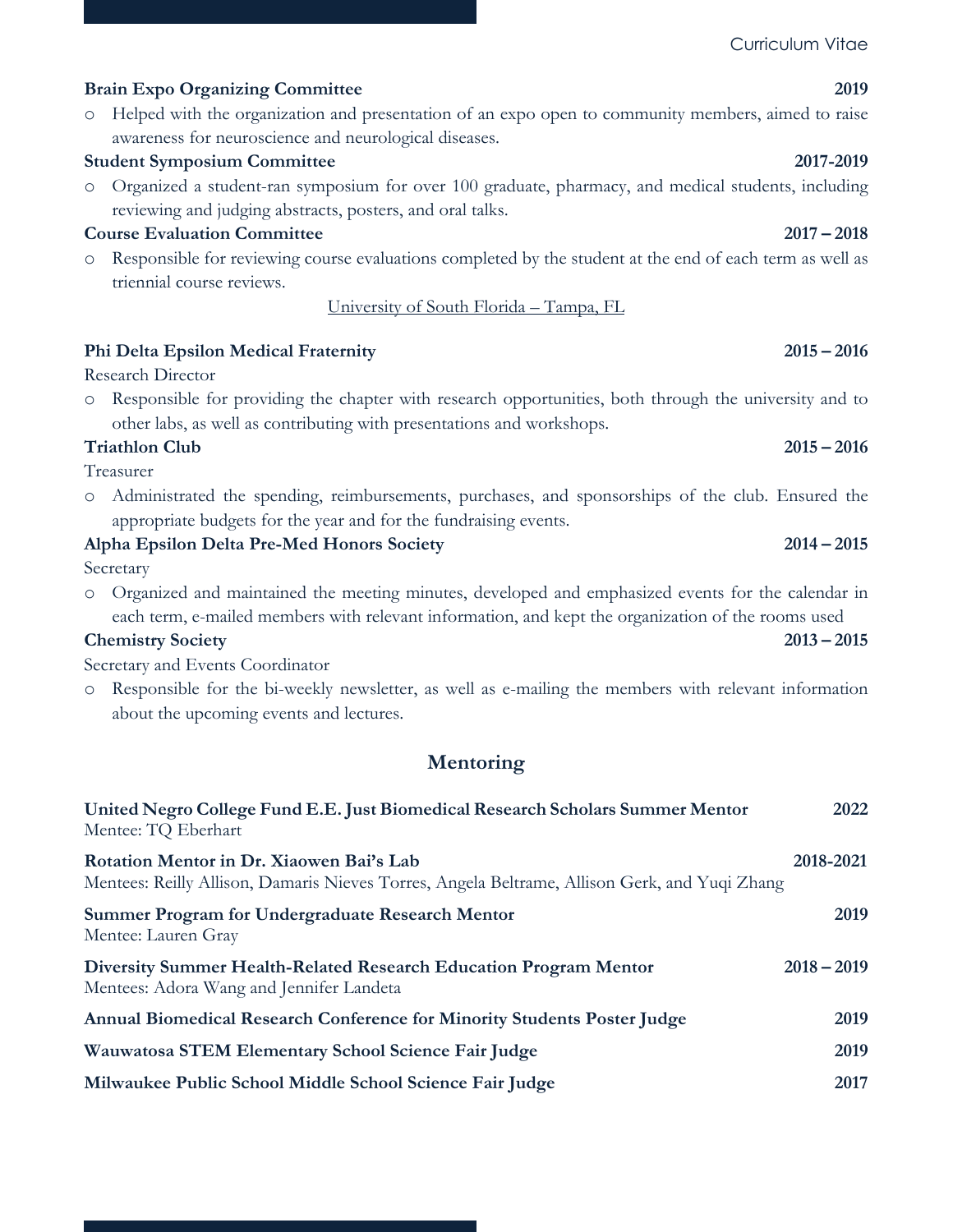**Brain Expo Organizing Committee** **2019**

- Helped with the organization and presentation of an expo open to community members, aimed to raise awareness for neuroscience and neurological diseases.

**Student Symposium Committee** **2017-2019**

- Organized a student-ran symposium for over 100 graduate, pharmacy, and medical students, including reviewing and judging abstracts, posters, and oral talks.

**Course Evaluation Committee** **2017 – 2018**

- Responsible for reviewing course evaluations completed by the student at the end of each term as well as triennial course reviews.

University of South Florida – Tampa, FL

**Phi Delta Epsilon Medical Fraternity** **2015 – 2016**

Research Director

- Responsible for providing the chapter with research opportunities, both through the university and to other labs, as well as contributing with presentations and workshops.

**Triathlon Club** **2015 – 2016**

Treasurer

- Administrated the spending, reimbursements, purchases, and sponsorships of the club. Ensured the appropriate budgets for the year and for the fundraising events.

**Alpha Epsilon Delta Pre-Med Honors Society** **2014 – 2015**

Secretary

- Organized and maintained the meeting minutes, developed and emphasized events for the calendar in each term, e-mailed members with relevant information, and kept the organization of the rooms used

**Chemistry Society** **2013 – 2015**

Secretary and Events Coordinator

- Responsible for the bi-weekly newsletter, as well as e-mailing the members with relevant information about the upcoming events and lectures.

## Mentoring

**United Negro College Fund E.E. Just Biomedical Research Scholars Summer Mentor** **2022**
Mentee: TQ Eberhart

**Rotation Mentor in Dr. Xiaowen Bai's Lab** **2018-2021**
Mentees: Reilly Allison, Damaris Nieves Torres, Angela Beltrame, Allison Gerk, and Yuqi Zhang

**Summer Program for Undergraduate Research Mentor** **2019**
Mentee: Lauren Gray

**Diversity Summer Health-Related Research Education Program Mentor** **2018 – 2019**
Mentees: Adora Wang and Jennifer Landeta

**Annual Biomedical Research Conference for Minority Students Poster Judge** **2019**

**Wauwatosa STEM Elementary School Science Fair Judge** **2019**

**Milwaukee Public School Middle School Science Fair Judge** **2017**